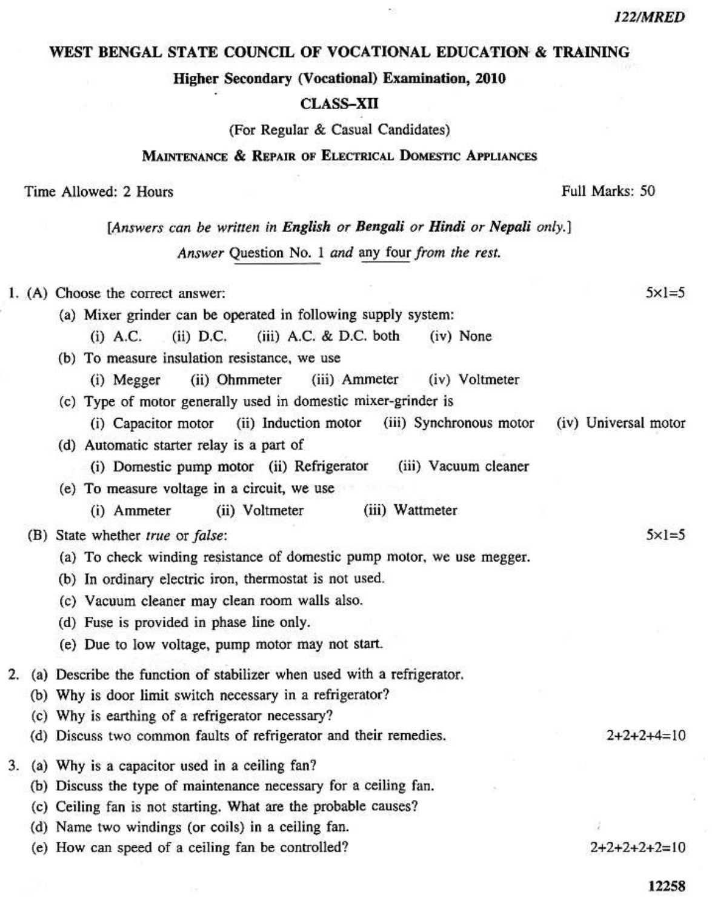122/MRED

# WEST BENGAL STATE COUNCIL OF VOCATIONAL EDUCATION & TRAINING

## Higher Secondary (Vocational) Examination, 2010

## CLASS–XII

(For Regular & Casual Candidates)

### MAINTENANCE & REPAIR OF ELECTRICAL DOMESTIC APPLIANCES

Time Allowed: 2 Hours — Full Marks: 50

[*Answers can be written in* **English** *or* **Bengali** *or* **Hindi** *or* **Nepali** *only.*]

*Answer* Question No. 1 *and* any four *from the rest.*

1. (A) Choose the correct answer: — 5×1=5

   (a) Mixer grinder can be operated in following supply system:
   (i) A.C. (ii) D.C. (iii) A.C. & D.C. both (iv) None

   (b) To measure insulation resistance, we use
   (i) Megger (ii) Ohmmeter (iii) Ammeter (iv) Voltmeter

   (c) Type of motor generally used in domestic mixer-grinder is
   (i) Capacitor motor (ii) Induction motor (iii) Synchronous motor (iv) Universal motor

   (d) Automatic starter relay is a part of
   (i) Domestic pump motor (ii) Refrigerator (iii) Vacuum cleaner

   (e) To measure voltage in a circuit, we use
   (i) Ammeter (ii) Voltmeter (iii) Wattmeter

   (B) State whether *true* or *false*: — 5×1=5

   (a) To check winding resistance of domestic pump motor, we use megger.

   (b) In ordinary electric iron, thermostat is not used.

   (c) Vacuum cleaner may clean room walls also.

   (d) Fuse is provided in phase line only.

   (e) Due to low voltage, pump motor may not start.

2. (a) Describe the function of stabilizer when used with a refrigerator.

   (b) Why is door limit switch necessary in a refrigerator?

   (c) Why is earthing of a refrigerator necessary?

   (d) Discuss two common faults of refrigerator and their remedies. — 2+2+2+4=10

3. (a) Why is a capacitor used in a ceiling fan?

   (b) Discuss the type of maintenance necessary for a ceiling fan.

   (c) Ceiling fan is not starting. What are the probable causes?

   (d) Name two windings (or coils) in a ceiling fan.

   (e) How can speed of a ceiling fan be controlled? — 2+2+2+2+2=10

12258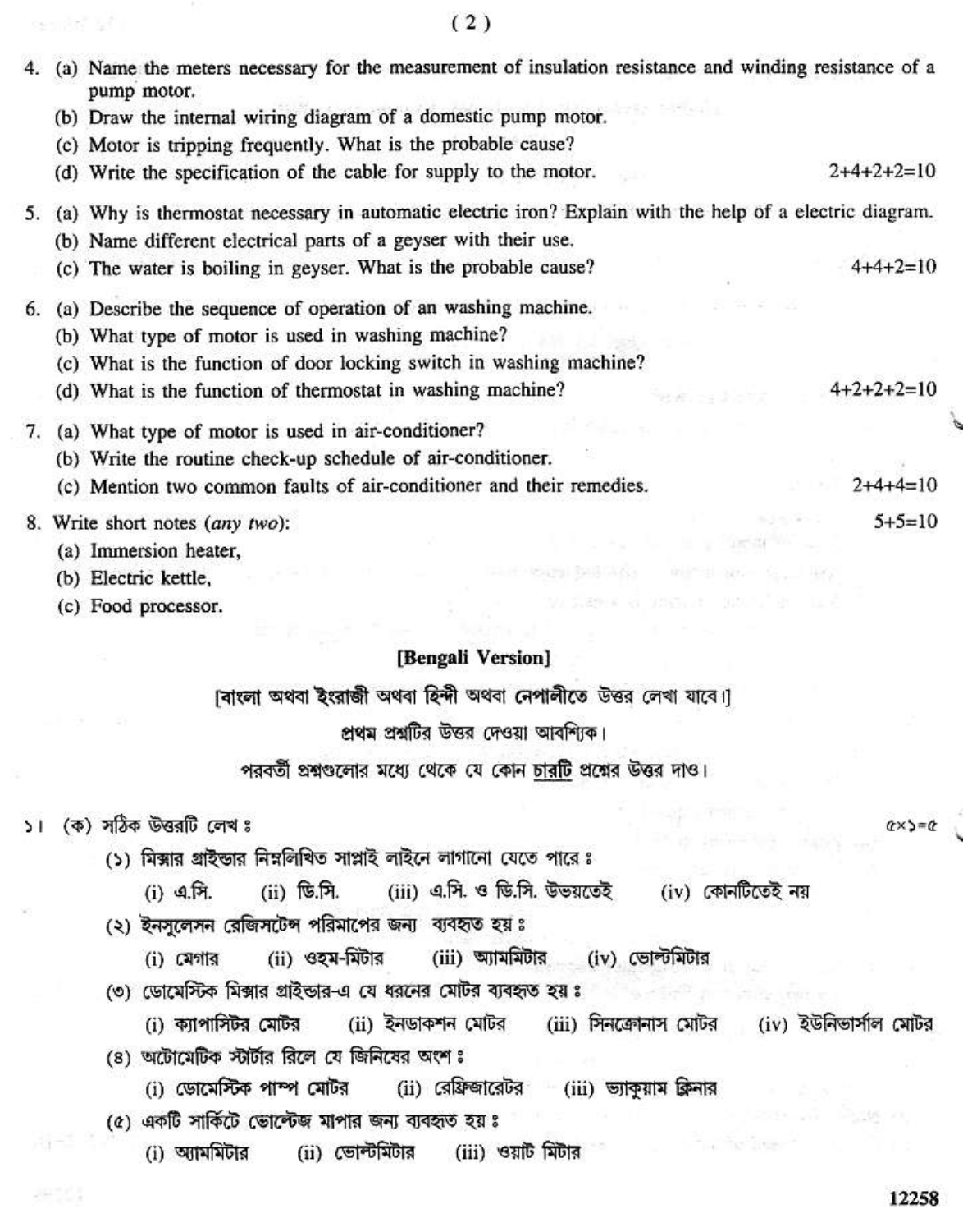4. (a) Name the meters necessary for the measurement of insulation resistance and winding resistance of a pump motor.
   (b) Draw the internal wiring diagram of a domestic pump motor.
   (c) Motor is tripping frequently. What is the probable cause?
   (d) Write the specification of the cable for supply to the motor. 2+4+2+2=10

5. (a) Why is thermostat necessary in automatic electric iron? Explain with the help of a electric diagram.
   (b) Name different electrical parts of a geyser with their use.
   (c) The water is boiling in geyser. What is the probable cause? 4+4+2=10

6. (a) Describe the sequence of operation of an washing machine.
   (b) What type of motor is used in washing machine?
   (c) What is the function of door locking switch in washing machine?
   (d) What is the function of thermostat in washing machine? 4+2+2+2=10

7. (a) What type of motor is used in air-conditioner?
   (b) Write the routine check-up schedule of air-conditioner.
   (c) Mention two common faults of air-conditioner and their remedies. 2+4+4=10

8. Write short notes (*any two*): 5+5=10
   (a) Immersion heater,
   (b) Electric kettle,
   (c) Food processor.

**[Bengali Version]**

[বাংলা অথবা ইংরাজী অথবা হিন্দী অথবা নেপালীতে উত্তর লেখা যাবে।]

প্রথম প্রশ্নটির উত্তর দেওয়া আবশ্যিক।

পরবর্তী প্রশ্নগুলোর মধ্যে থেকে যে কোন চারটি প্রশ্নের উত্তর দাও।

১। (ক) সঠিক উত্তরটি লেখ ঃ ৫×১=৫

(১) মিক্সার গ্রাইন্ডার নিম্নলিখিত সাপ্লাই লাইনে লাগানো যেতে পারে ঃ
   (i) এ.সি. (ii) ডি.সি. (iii) এ.সি. ও ডি.সি. উভয়তেই (iv) কোনটিতেই নয়

(২) ইনসুলেসন রেজিসটেন্স পরিমাপের জন্য ব্যবহৃত হয় ঃ
   (i) মেগার (ii) ওহম-মিটার (iii) অ্যামমিটার (iv) ভোল্টমিটার

(৩) ডোমেস্টিক মিক্সার গ্রাইন্ডার-এ যে ধরনের মোটর ব্যবহৃত হয় ঃ
   (i) ক্যাপাসিটর মোটর (ii) ইনডাকশন মোটর (iii) সিনক্রোনাস মোটর (iv) ইউনিভার্সাল মোটর

(৪) অটোমেটিক স্টার্টার রিলে যে জিনিষের অংশ ঃ
   (i) ডোমেস্টিক পাম্প মোটর (ii) রেফ্রিজারেটর (iii) ভ্যাকুয়াম ক্লিনার

(৫) একটি সার্কিটে ভোল্টেজ মাপার জন্য ব্যবহৃত হয় ঃ
   (i) অ্যামমিটার (ii) ভোল্টমিটার (iii) ওয়াট মিটার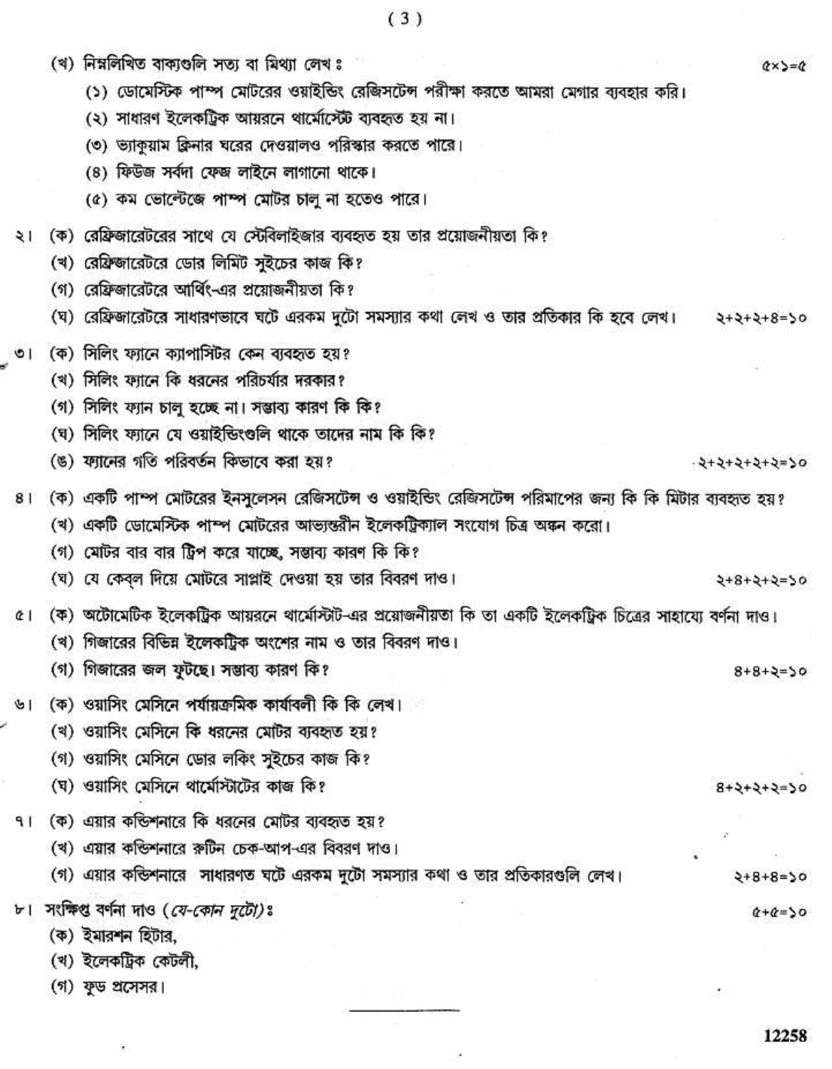(খ) নিম্নলিখিত বাক্যগুলি সত্য বা মিথ্যা লেখ : ৫×১=৫

(১) ডোমেস্টিক পাম্প মোটরের ওয়াইন্ডিং রেজিসটেন্স পরীক্ষা করতে আমরা মেগার ব্যবহার করি।

(২) সাধারণ ইলেকট্রিক আয়রনে থার্মোস্টেট ব্যবহৃত হয় না।

(৩) ভ্যাকুয়াম ক্লিনার ঘরের দেওয়ালও পরিস্কার করতে পারে।

(৪) ফিউজ সর্বদা ফেজ লাইনে লাগানো থাকে।

(৫) কম ভোল্টেজে পাম্প মোটর চালু না হতেও পারে।

২। (ক) রেফ্রিজারেটরের সাথে যে স্টেবিলাইজার ব্যবহৃত হয় তার প্রয়োজনীয়তা কি?

(খ) রেফ্রিজারেটরে ডোর লিমিট সুইচের কাজ কি?

(গ) রেফ্রিজারেটরে আর্থিং-এর প্রয়োজনীয়তা কি?

(ঘ) রেফ্রিজারেটরে সাধারণভাবে ঘটে এরকম দুটো সমস্যার কথা লেখ ও তার প্রতিকার কি হবে লেখ। ২+২+২+৪=১০

৩। (ক) সিলিং ফ্যানে ক্যাপাসিটর কেন ব্যবহৃত হয়?

(খ) সিলিং ফ্যানে কি ধরনের পরিচর্যার দরকার?

(গ) সিলিং ফ্যান চালু হচ্ছে না। সম্ভাব্য কারণ কি কি?

(ঘ) সিলিং ফ্যানে যে ওয়াইন্ডিংগুলি থাকে তাদের নাম কি কি?

(ঙ) ফ্যানের গতি পরিবর্তন কিভাবে করা হয়? ২+২+২+২+২=১০

৪। (ক) একটি পাম্প মোটরের ইনসুলেসন রেজিসটেন্স ও ওয়াইন্ডিং রেজিসটেন্স পরিমাপের জন্য কি কি মিটার ব্যবহৃত হয়?

(খ) একটি ডোমেস্টিক পাম্প মোটরের আভ্যন্তরীন ইলেকট্রিক্যাল সংযোগ চিত্র অঙ্কন করো।

(গ) মোটর বার বার ট্রিপ করে যাচ্ছে, সম্ভাব্য কারণ কি কি?

(ঘ) যে কেব্‌ল দিয়ে মোটরে সাপ্লাই দেওয়া হয় তার বিবরণ দাও। ২+৪+২+২=১০

৫। (ক) অটোমেটিক ইলেকট্রিক আয়রনে থার্মোস্টাট-এর প্রয়োজনীয়তা কি তা একটি ইলেকট্রিক চিত্রের সাহায্যে বর্ণনা দাও।

(খ) গিজারের বিভিন্ন ইলেকট্রিক অংশের নাম ও তার বিবরণ দাও।

(গ) গিজারের জল ফুটছে। সম্ভাব্য কারণ কি? ৪+৪+২=১০

৬। (ক) ওয়াসিং মেসিনে পর্যায়ক্রমিক কার্যাবলী কি কি লেখ।

(খ) ওয়াসিং মেসিনে কি ধরনের মোটর ব্যবহৃত হয়?

(গ) ওয়াসিং মেসিনে ডোর লকিং সুইচের কাজ কি?

(ঘ) ওয়াসিং মেসিনে থার্মোস্টাটের কাজ কি? ৪+২+২+২=১০

৭। (ক) এয়ার কন্ডিশনারে কি ধরনের মোটর ব্যবহৃত হয়?

(খ) এয়ার কন্ডিশনারে রুটিন চেক-আপ-এর বিবরণ দাও।

(গ) এয়ার কন্ডিশনারে সাধারণত ঘটে এরকম দুটো সমস্যার কথা ও তার প্রতিকারগুলি লেখ। ২+৪+৪=১০

৮। সংক্ষিপ্ত বর্ণনা দাও (*যে-কোন দুটো*) : ৫+৫=১০

(ক) ইমারশন হিটার,

(খ) ইলেকট্রিক কেটলী,

(গ) ফুড প্রসেসর।

12258